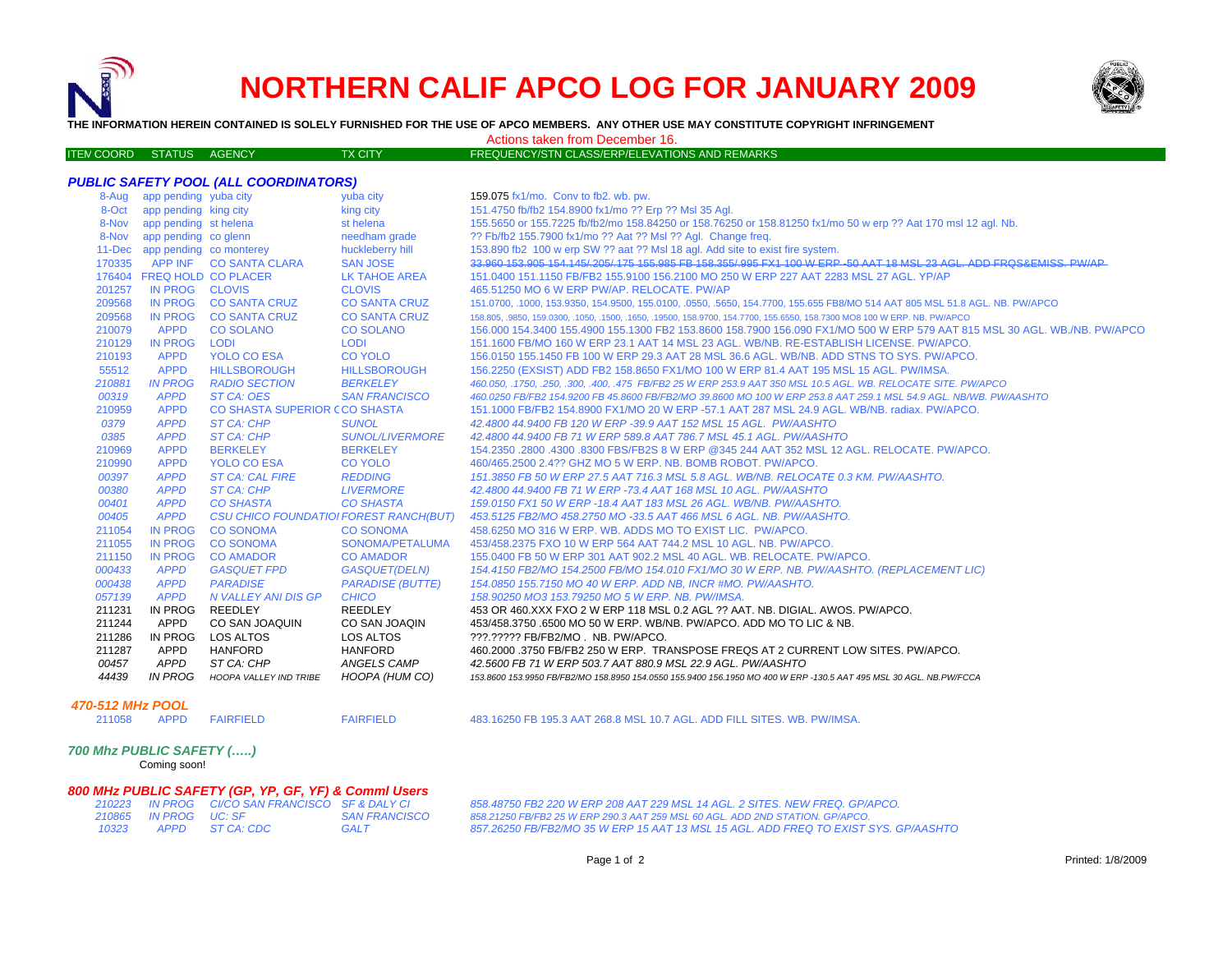# NORTHERN CALIF APCO LOG FOR JANUARY 2009

**THE INFORMATION HEREIN CONTAINED IS SOLELY FURNISHED FOR THE USE OF APCO MEMBERS. ANY OTHER USE MAY CONSTITUTE COPYRIGHT INFRINGEMENT**

Actions taken from December 16.

| ITEM COORD | STATUS | AGENCY | TX CITY | FREQUENCY/STN CLASS/ERP/ELEVATIONS AND REMARKS |
|---|---|---|---|---|
| ***PUBLIC SAFETY POOL (ALL COORDINATORS)*** | | | | |
| 8-Aug | app pending | yuba city | yuba city | 159.075 fx1/mo. Conv to fb2. wb. pw. |
| 8-Oct | app pending | king city | king city | 151.4750 fb/fb2 154.8900 fx1/mo ?? Erp ?? Msl 35 Agl. |
| 8-Nov | app pending | st helena | st helena | 155.5650 or 155.7225 fb/fb2/mo 158.84250 or 158.76250 or 158.81250 fx1/mo 50 w erp ?? Aat 170 msl 12 agl. Nb. |
| 8-Nov | app pending | co glenn | needham grade | ?? Fb/fb2 155.7900 fx1/mo ?? Aat ?? Msl ?? Agl. Change freq. |
| 11-Dec | app pending | co monterey | huckleberry hill | 153.890 fb2 100 w erp SW ?? aat ?? Msl 18 agl. Add site to exist fire system. |
| 170335 | APP INF | CO SANTA CLARA | SAN JOSE | ~~33.960 153.905 154.145/.205/.175 155.985 FB 158.355/.995 FX1 100 W ERP -50 AAT 18 MSL 23 AGL. ADD FRQS&EMISS. PW/AP~~ |
| 176404 | FREQ HOLD | CO PLACER | LK TAHOE AREA | 151.0400 151.1150 FB/FB2 155.9100 156.2100 MO 250 W ERP 227 AAT 2283 MSL 27 AGL. YP/AP |
| 201257 | IN PROG | CLOVIS | CLOVIS | 465.51250 MO 6 W ERP PW/AP. RELOCATE. PW/AP |
| 209568 | IN PROG | CO SANTA CRUZ | CO SANTA CRUZ | 151.0700, .1000, 153.9350, 154.9500, 155.0100, .0550, .5650, 154.7700, 155.655 FB8/MO 514 AAT 805 MSL 51.8 AGL. NB. PW/APCO |
| 209568 | IN PROG | CO SANTA CRUZ | CO SANTA CRUZ | 158.805, .9850, 159.0300, .1050, .1500, .1650, .19500, 158.9700, 154.7700, 155.6550, 158.7300 MO8 100 W ERP. NB. PW/APCO |
| 210079 | APPD | CO SOLANO | CO SOLANO | 156.000 154.3400 155.4900 155.1300 FB2 153.8600 158.7900 156.090 FX1/MO 500 W ERP 579 AAT 815 MSL 30 AGL. WB./NB. PW/APCO |
| 210129 | IN PROG | LODI | LODI | 151.1600 FB/MO 160 W ERP 23.1 AAT 14 MSL 23 AGL. WB/NB. RE-ESTABLISH LICENSE. PW/APCO. |
| 210193 | APPD | YOLO CO ESA | CO YOLO | 156.0150 155.1450 FB 100 W ERP 29.3 AAT 28 MSL 36.6 AGL. WB/NB. ADD STNS TO SYS. PW/APCO. |
| 55512 | APPD | HILLSBOROUGH | HILLSBOROUGH | 156.2250 (EXSIST) ADD FB2 158.8650 FX1/MO 100 W ERP 81.4 AAT 195 MSL 15 AGL. PW/IMSA. |
| *210881* | *IN PROG* | *RADIO SECTION* | *BERKELEY* | *460.050, .1750, .250, .300, .400, .475 FB/FB2 25 W ERP 253.9 AAT 350 MSL 10.5 AGL. WB. RELOCATE SITE. PW/APCO* |
| *00319* | *APPD* | *ST CA: OES* | *SAN FRANCISCO* | *460.0250 FB/FB2 154.9200 FB 45.8600 FB/FB2/MO 39.8600 MO 100 W ERP 253.8 AAT 259.1 MSL 54.9 AGL. NB/WB. PW/AASHTO* |
| 210959 | APPD | CO SHASTA SUPERIOR C | CO SHASTA | 151.1000 FB/FB2 154.8900 FX1/MO 20 W ERP -57.1 AAT 287 MSL 24.9 AGL. WB/NB. radiax. PW/APCO. |
| *0379* | *APPD* | *ST CA: CHP* | *SUNOL* | *42.4800 44.9400 FB 120 W ERP -39.9 AAT 152 MSL 15 AGL. PW/AASHTO* |
| *0385* | *APPD* | *ST CA: CHP* | *SUNOL/LIVERMORE* | *42.4800 44.9400 FB 71 W ERP 589.8 AAT 786.7 MSL 45.1 AGL. PW/AASHTO* |
| 210969 | APPD | BERKELEY | BERKELEY | 154.2350 .2800 .4300 .8300 FBS/FB2S 8 W ERP @345 244 AAT 352 MSL 12 AGL. RELOCATE. PW/APCO. |
| 210990 | APPD | YOLO CO ESA | CO YOLO | 460/465.2500 2.4?? GHZ MO 5 W ERP. NB. BOMB ROBOT. PW/APCO. |
| *00397* | *APPD* | *ST CA: CAL FIRE* | *REDDING* | *151.3850 FB 50 W ERP 27.5 AAT 716.3 MSL 5.8 AGL. WB/NB. RELOCATE 0.3 KM. PW/AASHTO.* |
| *00380* | *APPD* | *ST CA: CHP* | *LIVERMORE* | *42.4800 44.9400 FB 71 W ERP -73.4 AAT 168 MSL 10 AGL. PW/AASHTO* |
| *00401* | *APPD* | *CO SHASTA* | *CO SHASTA* | *159.0150 FX1 50 W ERP -18.4 AAT 183 MSL 26 AGL. WB/NB. PW/AASHTO.* |
| *00405* | *APPD* | *CSU CHICO FOUNDATIO* | *FOREST RANCH(BUT)* | *453.5125 FB2/MO 458.2750 MO -33.5 AAT 466 MSL 6 AGL. NB. PW/AASHTO.* |
| 211054 | IN PROG | CO SONOMA | CO SONOMA | 458.6250 MO 316 W ERP. WB. ADDS MO TO EXIST LIC. PW/APCO. |
| 211055 | IN PROG | CO SONOMA | SONOMA/PETALUMA | 453/458.2375 FXO 10 W ERP 564 AAT 744.2 MSL 10 AGL. NB. PW/APCO. |
| 211150 | IN PROG | CO AMADOR | CO AMADOR | 155.0400 FB 50 W ERP 301 AAT 902.2 MSL 40 AGL. WB. RELOCATE. PW/APCO. |
| *000433* | *APPD* | *GASQUET FPD* | *GASQUET(DELN)* | *154.4150 FB2/MO 154.2500 FB/MO 154.010 FX1/MO 30 W ERP. NB. PW/AASHTO. (REPLACEMENT LIC)* |
| *000438* | *APPD* | *PARADISE* | *PARADISE (BUTTE)* | *154.0850 155.7150 MO 40 W ERP. ADD NB, INCR #MO. PW/AASHTO.* |
| *057139* | *APPD* | *N VALLEY ANI DIS GP* | *CHICO* | *158.90250 MO3 153.79250 MO 5 W ERP. NB. PW/IMSA.* |
| 211231 | IN PROG | REEDLEY | REEDLEY | 453 OR 460.XXX FXO 2 W ERP 118 MSL 0.2 AGL ?? AAT. NB. DIGIAL. AWOS. PW/APCO. |
| 211244 | APPD | CO SAN JOAQUIN | CO SAN JOAQIN | 453/458.3750 .6500 MO 50 W ERP. WB/NB. PW/APCO. ADD MO TO LIC & NB. |
| 211286 | IN PROG | LOS ALTOS | LOS ALTOS | ???.????? FB/FB2/MO . NB. PW/APCO. |
| 211287 | APPD | HANFORD | HANFORD | 460.2000 .3750 FB/FB2 250 W ERP. TRANSPOSE FREQS AT 2 CURRENT LOW SITES. PW/APCO. |
| *00457* | *APPD* | *ST CA: CHP* | *ANGELS CAMP* | *42.5600 FB 71 W ERP 503.7 AAT 880.9 MSL 22.9 AGL. PW/AASHTO* |
| *44439* | *IN PROG* | *HOOPA VALLEY IND TRIBE* | *HOOPA (HUM CO)* | *153.8600 153.9950 FB/FB2/MO 158.8950 154.0550 155.9400 156.1950 MO 400 W ERP -130.5 AAT 495 MSL 30 AGL. NB.PW/FCCA* |
| ***470-512 MHz POOL*** | | | | |
| 211058 | APPD | FAIRFIELD | FAIRFIELD | 483.16250 FB 195.3 AAT 268.8 MSL 10.7 AGL. ADD FILL SITES. WB. PW/IMSA. |
| ***700 Mhz PUBLIC SAFETY (…..)*** | | | | |
| Coming soon! | | | | |
| ***800 MHz PUBLIC SAFETY (GP, YP, GF, YF) & Comml Users*** | | | | |
| *210223* | *IN PROG* | *CI/CO SAN FRANCISCO* | *SF & DALY CI* | *858.48750 FB2 220 W ERP 208 AAT 229 MSL 14 AGL. 2 SITES. NEW FREQ. GP/APCO.* |
| *210865* | *IN PROG* | *UC: SF* | *SAN FRANCISCO* | *858.21250 FB/FB2 25 W ERP 290.3 AAT 259 MSL 60 AGL. ADD 2ND STATION. GP/APCO.* |
| *10323* | *APPD* | *ST CA: CDC* | *GALT* | *857.26250 FB/FB2/MO 35 W ERP 15 AAT 13 MSL 15 AGL. ADD FREQ TO EXIST SYS. GP/AASHTO* |

Printed: 1/8/2009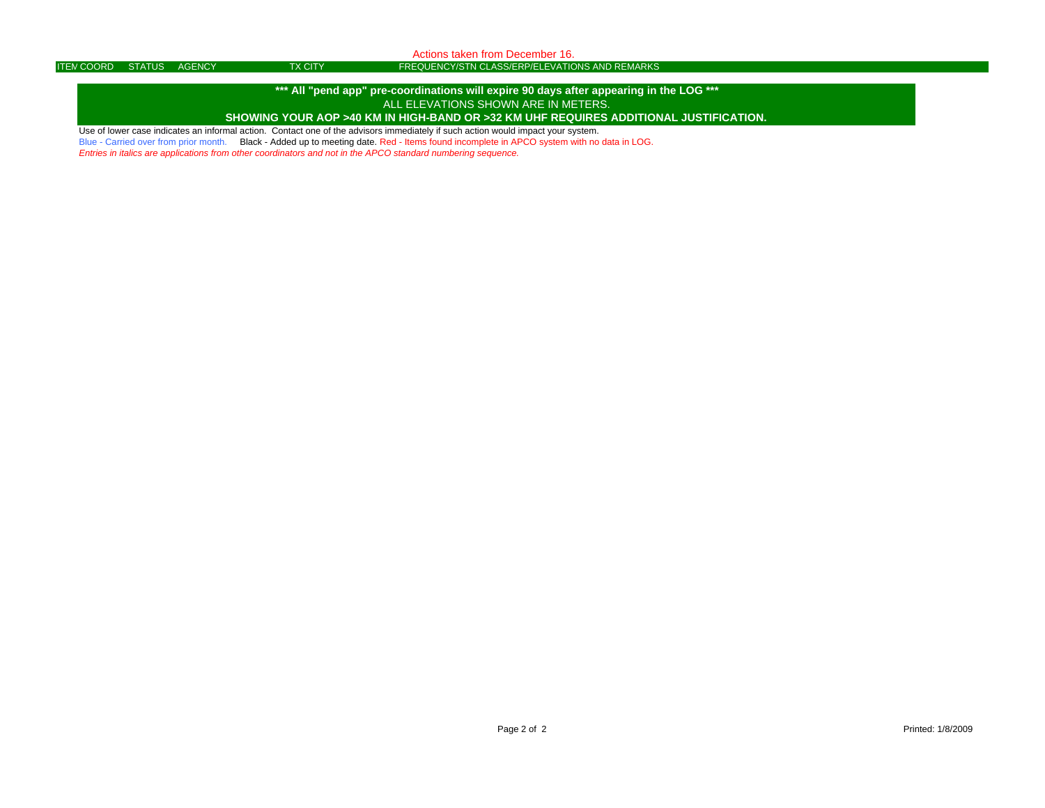Actions taken from December 16.

| ITEM | COORD | STATUS | AGENCY | TX CITY | FREQUENCY/STN CLASS/ERP/ELEVATIONS AND REMARKS |
|---|---|---|---|---|---|

**\*\*\* All "pend app" pre-coordinations will expire 90 days after appearing in the LOG \*\*\***

ALL ELEVATIONS SHOWN ARE IN METERS.

**SHOWING YOUR AOP >40 KM IN HIGH-BAND OR >32 KM UHF REQUIRES ADDITIONAL JUSTIFICATION.**

Use of lower case indicates an informal action. Contact one of the advisors immediately if such action would impact your system.

Blue - Carried over from prior month. Black - Added up to meeting date. Red - Items found incomplete in APCO system with no data in LOG.

*Entries in italics are applications from other coordinators and not in the APCO standard numbering sequence.*

Printed: 1/8/2009